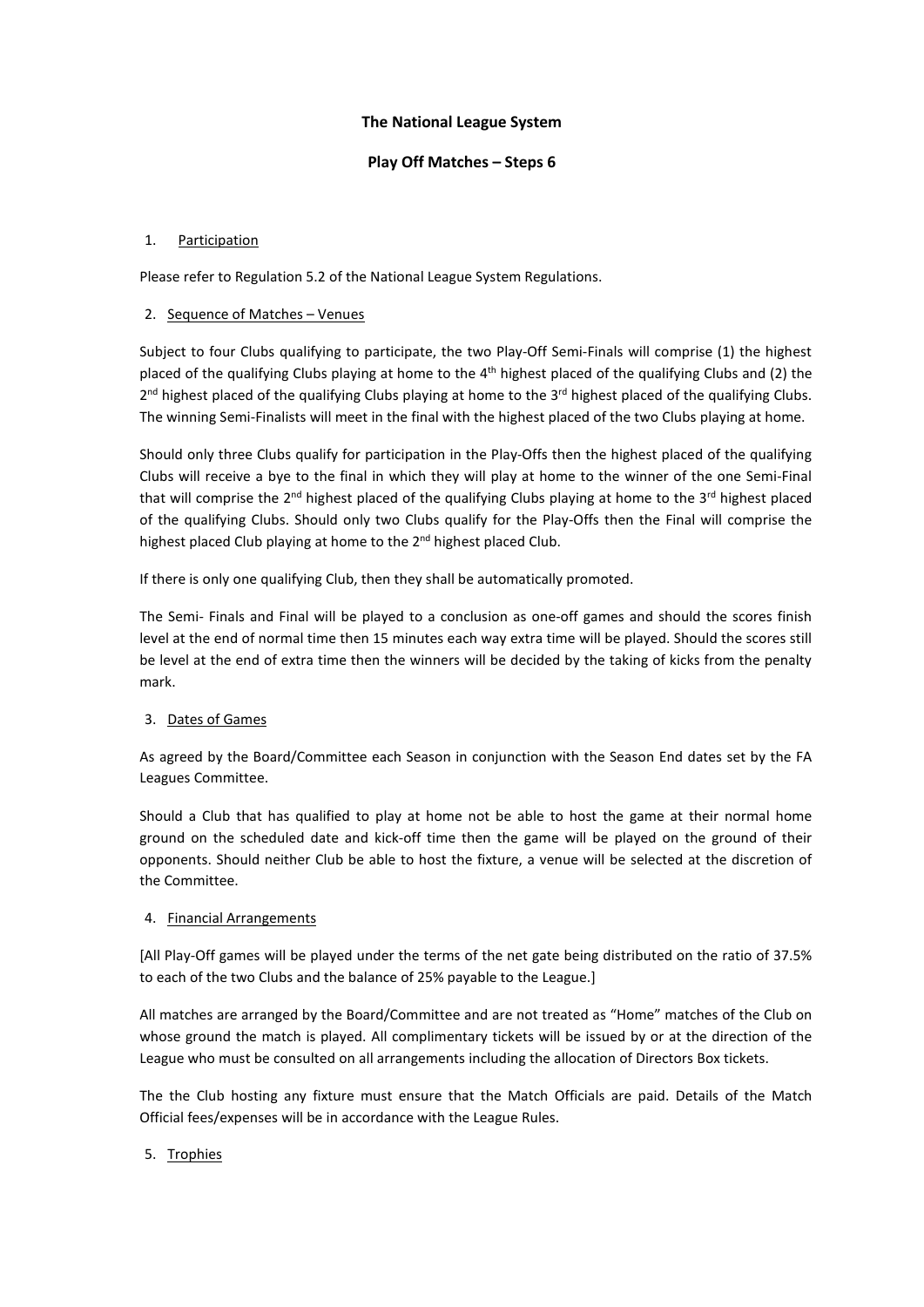**The National League System**

**Play Off Matches – Steps 6**

1. Participation

Please refer to Regulation 5.2 of the National League System Regulations.

2. Sequence of Matches – Venues

Subject to four Clubs qualifying to participate, the two Play-Off Semi-Finals will comprise (1) the highest placed of the qualifying Clubs playing at home to the 4th highest placed of the qualifying Clubs and (2) the 2nd highest placed of the qualifying Clubs playing at home to the 3rd highest placed of the qualifying Clubs. The winning Semi-Finalists will meet in the final with the highest placed of the two Clubs playing at home.

Should only three Clubs qualify for participation in the Play-Offs then the highest placed of the qualifying Clubs will receive a bye to the final in which they will play at home to the winner of the one Semi-Final that will comprise the 2nd highest placed of the qualifying Clubs playing at home to the 3rd highest placed of the qualifying Clubs. Should only two Clubs qualify for the Play-Offs then the Final will comprise the highest placed Club playing at home to the 2nd highest placed Club.

If there is only one qualifying Club, then they shall be automatically promoted.

The Semi- Finals and Final will be played to a conclusion as one-off games and should the scores finish level at the end of normal time then 15 minutes each way extra time will be played. Should the scores still be level at the end of extra time then the winners will be decided by the taking of kicks from the penalty mark.

3. Dates of Games

As agreed by the Board/Committee each Season in conjunction with the Season End dates set by the FA Leagues Committee.

Should a Club that has qualified to play at home not be able to host the game at their normal home ground on the scheduled date and kick-off time then the game will be played on the ground of their opponents. Should neither Club be able to host the fixture, a venue will be selected at the discretion of the Committee.

4. Financial Arrangements

[All Play-Off games will be played under the terms of the net gate being distributed on the ratio of 37.5% to each of the two Clubs and the balance of 25% payable to the League.]

All matches are arranged by the Board/Committee and are not treated as "Home" matches of the Club on whose ground the match is played. All complimentary tickets will be issued by or at the direction of the League who must be consulted on all arrangements including the allocation of Directors Box tickets.

The the Club hosting any fixture must ensure that the Match Officials are paid. Details of the Match Official fees/expenses will be in accordance with the League Rules.

5. Trophies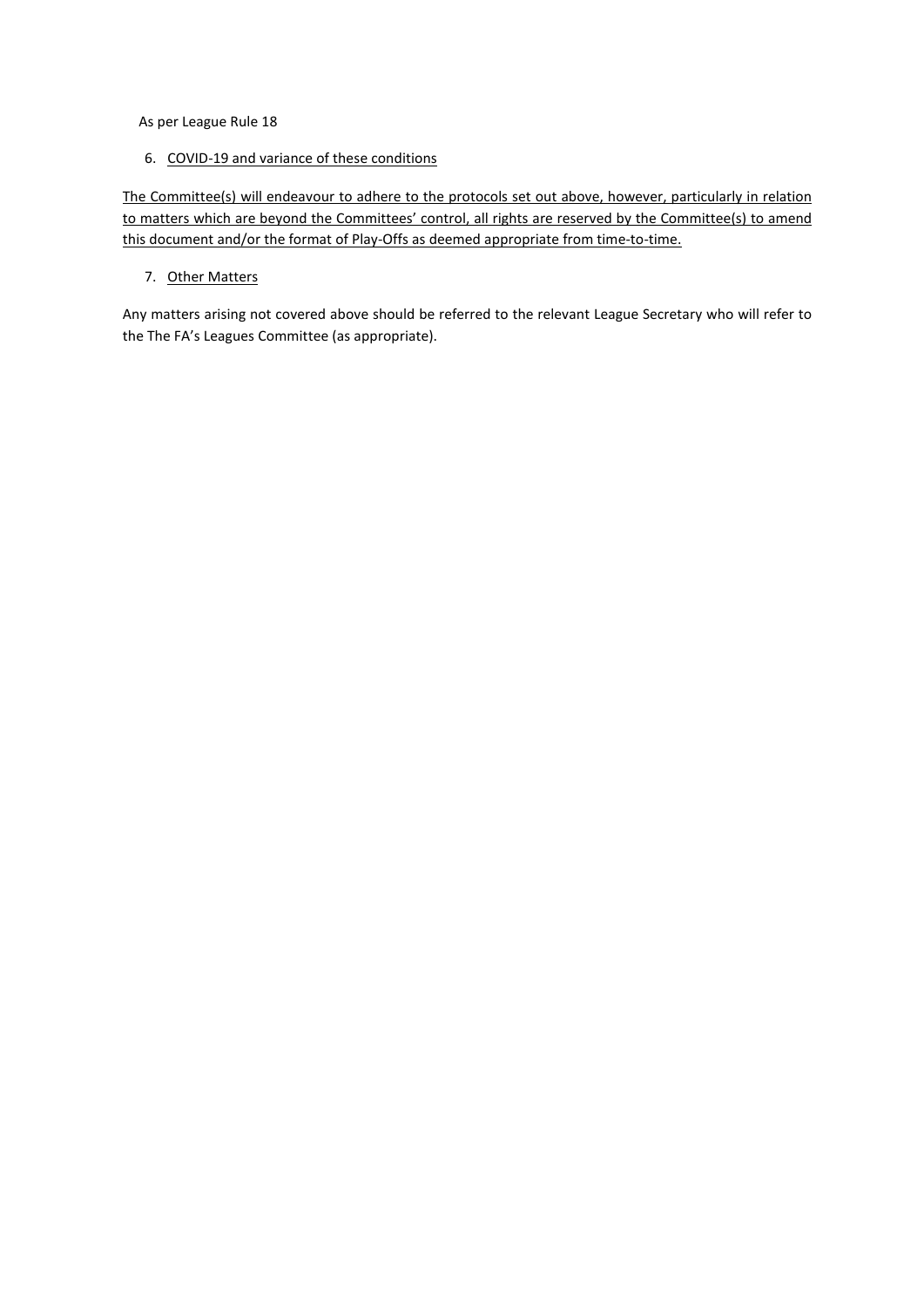As per League Rule 18

6. COVID-19 and variance of these conditions

The Committee(s) will endeavour to adhere to the protocols set out above, however, particularly in relation to matters which are beyond the Committees' control, all rights are reserved by the Committee(s) to amend this document and/or the format of Play-Offs as deemed appropriate from time-to-time.

7. Other Matters

Any matters arising not covered above should be referred to the relevant League Secretary who will refer to the The FA's Leagues Committee (as appropriate).